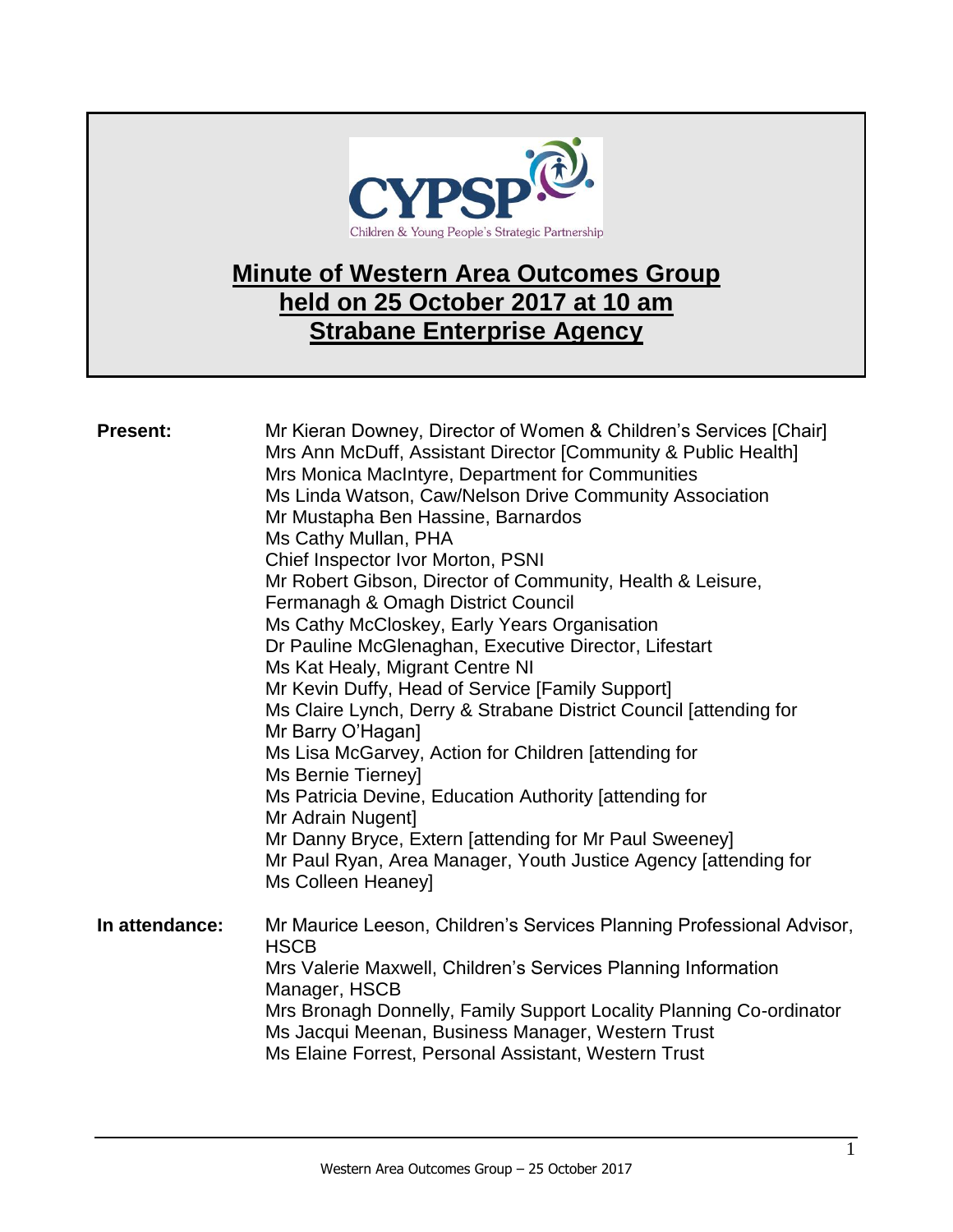CYPSP

Children & Young People's Strategic Partnership

# Minute of Western Area Outcomes Group held on 25 October 2017 at 10 am Strabane Enterprise Agency

**Present:**

Mr Kieran Downey, Director of Women & Children's Services [Chair]
Mrs Ann McDuff, Assistant Director [Community & Public Health]
Mrs Monica MacIntyre, Department for Communities
Ms Linda Watson, Caw/Nelson Drive Community Association
Mr Mustapha Ben Hassine, Barnardos
Ms Cathy Mullan, PHA
Chief Inspector Ivor Morton, PSNI
Mr Robert Gibson, Director of Community, Health & Leisure, Fermanagh & Omagh District Council
Ms Cathy McCloskey, Early Years Organisation
Dr Pauline McGlenaghan, Executive Director, Lifestart
Ms Kat Healy, Migrant Centre NI
Mr Kevin Duffy, Head of Service [Family Support]
Ms Claire Lynch, Derry & Strabane District Council [attending for Mr Barry O'Hagan]
Ms Lisa McGarvey, Action for Children [attending for Ms Bernie Tierney]
Ms Patricia Devine, Education Authority [attending for Mr Adrain Nugent]
Mr Danny Bryce, Extern [attending for Mr Paul Sweeney]
Mr Paul Ryan, Area Manager, Youth Justice Agency [attending for Ms Colleen Heaney]

**In attendance:**

Mr Maurice Leeson, Children's Services Planning Professional Advisor, HSCB
Mrs Valerie Maxwell, Children's Services Planning Information Manager, HSCB
Mrs Bronagh Donnelly, Family Support Locality Planning Co-ordinator
Ms Jacqui Meenan, Business Manager, Western Trust
Ms Elaine Forrest, Personal Assistant, Western Trust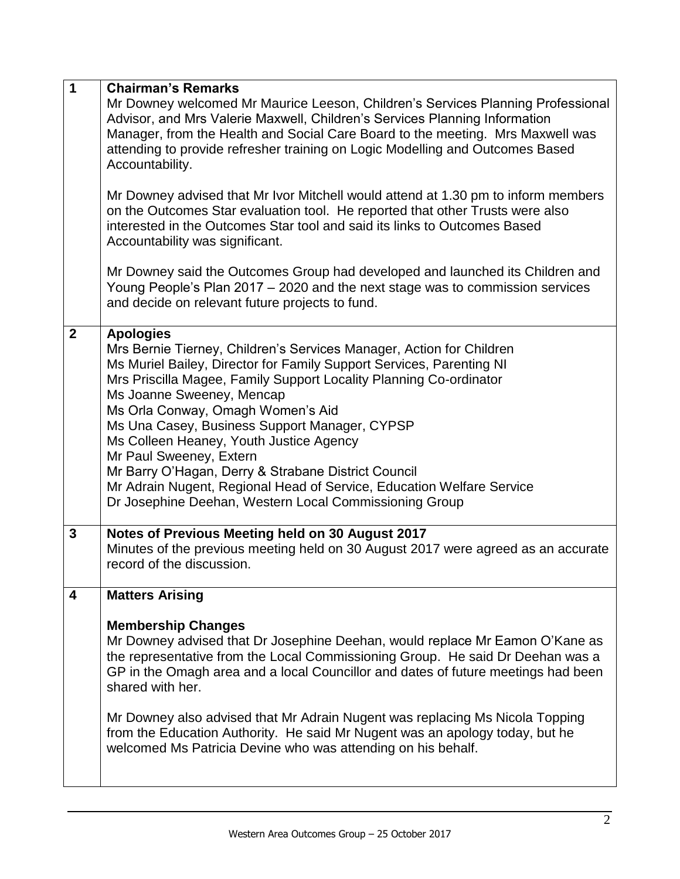| | |
|---|---|
| **1** | **Chairman's Remarks**<br>Mr Downey welcomed Mr Maurice Leeson, Children's Services Planning Professional Advisor, and Mrs Valerie Maxwell, Children's Services Planning Information Manager, from the Health and Social Care Board to the meeting. Mrs Maxwell was attending to provide refresher training on Logic Modelling and Outcomes Based Accountability.<br><br>Mr Downey advised that Mr Ivor Mitchell would attend at 1.30 pm to inform members on the Outcomes Star evaluation tool. He reported that other Trusts were also interested in the Outcomes Star tool and said its links to Outcomes Based Accountability was significant.<br><br>Mr Downey said the Outcomes Group had developed and launched its Children and Young People's Plan 2017 – 2020 and the next stage was to commission services and decide on relevant future projects to fund. |
| **2** | **Apologies**<br>Mrs Bernie Tierney, Children's Services Manager, Action for Children<br>Ms Muriel Bailey, Director for Family Support Services, Parenting NI<br>Mrs Priscilla Magee, Family Support Locality Planning Co-ordinator<br>Ms Joanne Sweeney, Mencap<br>Ms Orla Conway, Omagh Women's Aid<br>Ms Una Casey, Business Support Manager, CYPSP<br>Ms Colleen Heaney, Youth Justice Agency<br>Mr Paul Sweeney, Extern<br>Mr Barry O'Hagan, Derry & Strabane District Council<br>Mr Adrain Nugent, Regional Head of Service, Education Welfare Service<br>Dr Josephine Deehan, Western Local Commissioning Group |
| **3** | **Notes of Previous Meeting held on 30 August 2017**<br>Minutes of the previous meeting held on 30 August 2017 were agreed as an accurate record of the discussion. |
| **4** | **Matters Arising**<br><br>**Membership Changes**<br>Mr Downey advised that Dr Josephine Deehan, would replace Mr Eamon O'Kane as the representative from the Local Commissioning Group. He said Dr Deehan was a GP in the Omagh area and a local Councillor and dates of future meetings had been shared with her.<br><br>Mr Downey also advised that Mr Adrain Nugent was replacing Ms Nicola Topping from the Education Authority. He said Mr Nugent was an apology today, but he welcomed Ms Patricia Devine who was attending on his behalf. |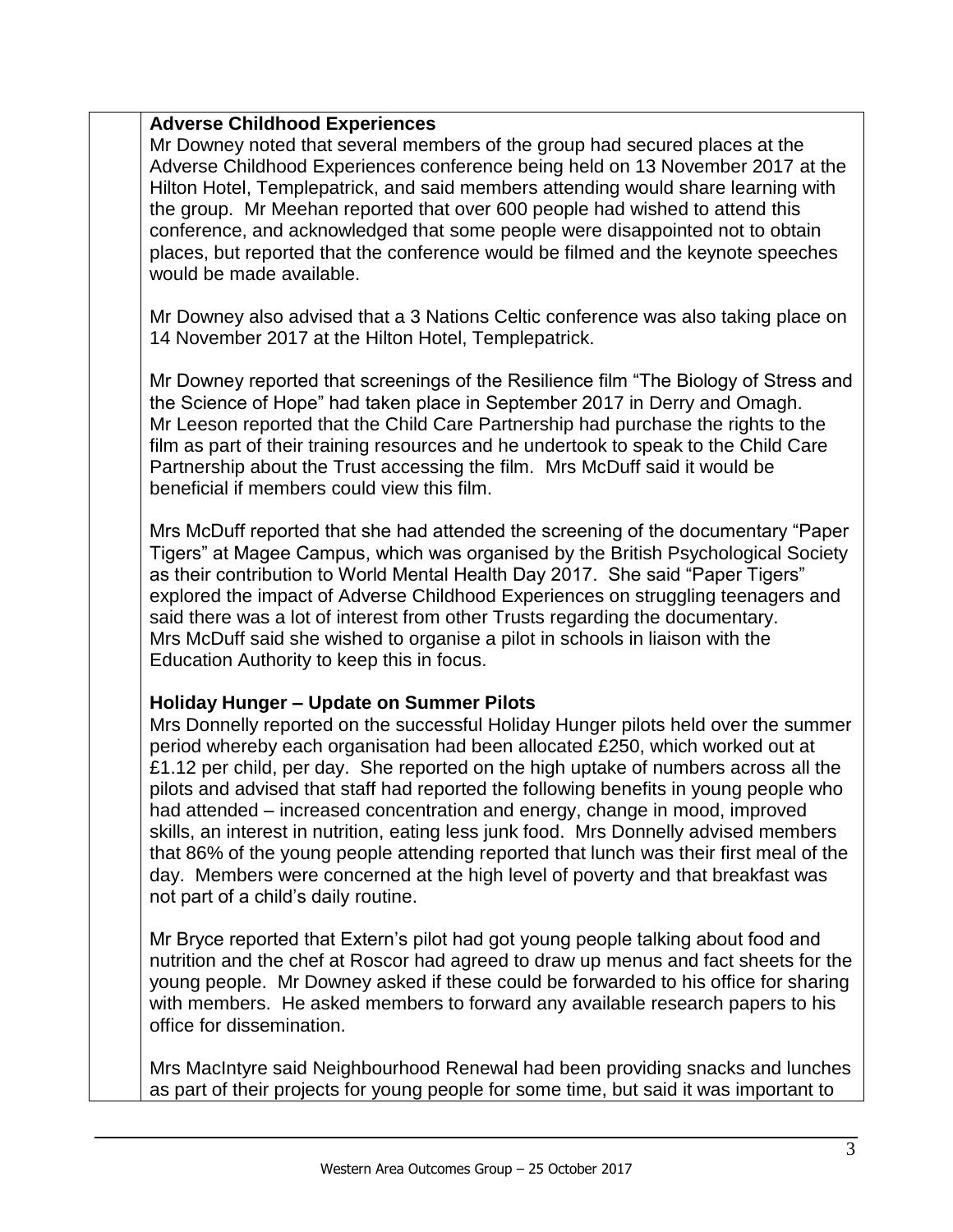**Adverse Childhood Experiences**

Mr Downey noted that several members of the group had secured places at the Adverse Childhood Experiences conference being held on 13 November 2017 at the Hilton Hotel, Templepatrick, and said members attending would share learning with the group. Mr Meehan reported that over 600 people had wished to attend this conference, and acknowledged that some people were disappointed not to obtain places, but reported that the conference would be filmed and the keynote speeches would be made available.

Mr Downey also advised that a 3 Nations Celtic conference was also taking place on 14 November 2017 at the Hilton Hotel, Templepatrick.

Mr Downey reported that screenings of the Resilience film "The Biology of Stress and the Science of Hope" had taken place in September 2017 in Derry and Omagh. Mr Leeson reported that the Child Care Partnership had purchase the rights to the film as part of their training resources and he undertook to speak to the Child Care Partnership about the Trust accessing the film. Mrs McDuff said it would be beneficial if members could view this film.

Mrs McDuff reported that she had attended the screening of the documentary "Paper Tigers" at Magee Campus, which was organised by the British Psychological Society as their contribution to World Mental Health Day 2017. She said "Paper Tigers" explored the impact of Adverse Childhood Experiences on struggling teenagers and said there was a lot of interest from other Trusts regarding the documentary. Mrs McDuff said she wished to organise a pilot in schools in liaison with the Education Authority to keep this in focus.

**Holiday Hunger – Update on Summer Pilots**

Mrs Donnelly reported on the successful Holiday Hunger pilots held over the summer period whereby each organisation had been allocated £250, which worked out at £1.12 per child, per day. She reported on the high uptake of numbers across all the pilots and advised that staff had reported the following benefits in young people who had attended – increased concentration and energy, change in mood, improved skills, an interest in nutrition, eating less junk food. Mrs Donnelly advised members that 86% of the young people attending reported that lunch was their first meal of the day. Members were concerned at the high level of poverty and that breakfast was not part of a child's daily routine.

Mr Bryce reported that Extern's pilot had got young people talking about food and nutrition and the chef at Roscor had agreed to draw up menus and fact sheets for the young people. Mr Downey asked if these could be forwarded to his office for sharing with members. He asked members to forward any available research papers to his office for dissemination.

Mrs MacIntyre said Neighbourhood Renewal had been providing snacks and lunches as part of their projects for young people for some time, but said it was important to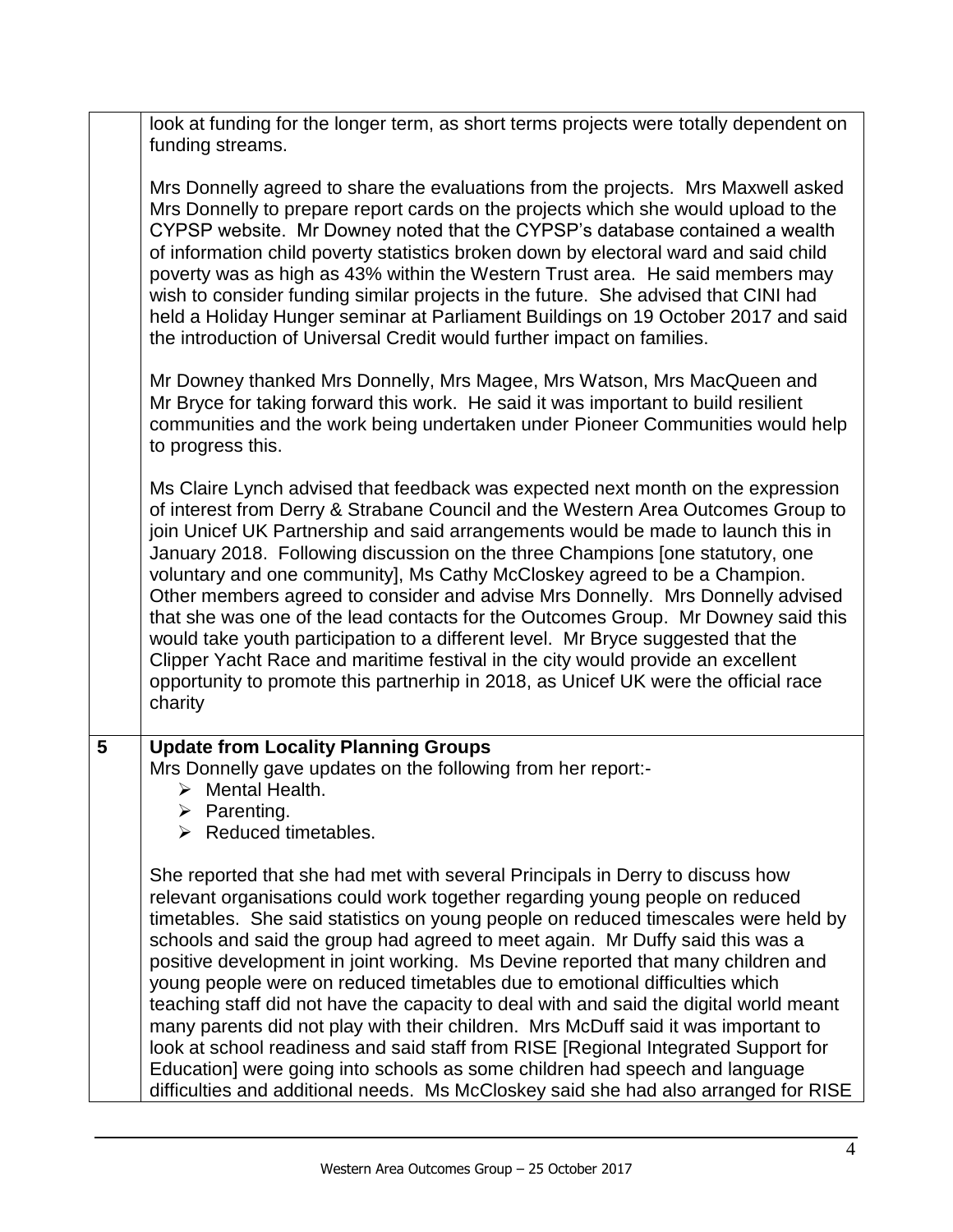| | |
|---|---|
| | look at funding for the longer term, as short terms projects were totally dependent on funding streams.<br><br>Mrs Donnelly agreed to share the evaluations from the projects. Mrs Maxwell asked Mrs Donnelly to prepare report cards on the projects which she would upload to the CYPSP website. Mr Downey noted that the CYPSP's database contained a wealth of information child poverty statistics broken down by electoral ward and said child poverty was as high as 43% within the Western Trust area. He said members may wish to consider funding similar projects in the future. She advised that CINI had held a Holiday Hunger seminar at Parliament Buildings on 19 October 2017 and said the introduction of Universal Credit would further impact on families.<br><br>Mr Downey thanked Mrs Donnelly, Mrs Magee, Mrs Watson, Mrs MacQueen and Mr Bryce for taking forward this work. He said it was important to build resilient communities and the work being undertaken under Pioneer Communities would help to progress this.<br><br>Ms Claire Lynch advised that feedback was expected next month on the expression of interest from Derry & Strabane Council and the Western Area Outcomes Group to join Unicef UK Partnership and said arrangements would be made to launch this in January 2018. Following discussion on the three Champions [one statutory, one voluntary and one community], Ms Cathy McCloskey agreed to be a Champion. Other members agreed to consider and advise Mrs Donnelly. Mrs Donnelly advised that she was one of the lead contacts for the Outcomes Group. Mr Downey said this would take youth participation to a different level. Mr Bryce suggested that the Clipper Yacht Race and maritime festival in the city would provide an excellent opportunity to promote this partnerhip in 2018, as Unicef UK were the official race charity |
| **5** | **Update from Locality Planning Groups**<br>Mrs Donnelly gave updates on the following from her report:-<br>➢ Mental Health.<br>➢ Parenting.<br>➢ Reduced timetables.<br><br>She reported that she had met with several Principals in Derry to discuss how relevant organisations could work together regarding young people on reduced timetables. She said statistics on young people on reduced timescales were held by schools and said the group had agreed to meet again. Mr Duffy said this was a positive development in joint working. Ms Devine reported that many children and young people were on reduced timetables due to emotional difficulties which teaching staff did not have the capacity to deal with and said the digital world meant many parents did not play with their children. Mrs McDuff said it was important to look at school readiness and said staff from RISE [Regional Integrated Support for Education] were going into schools as some children had speech and language difficulties and additional needs. Ms McCloskey said she had also arranged for RISE |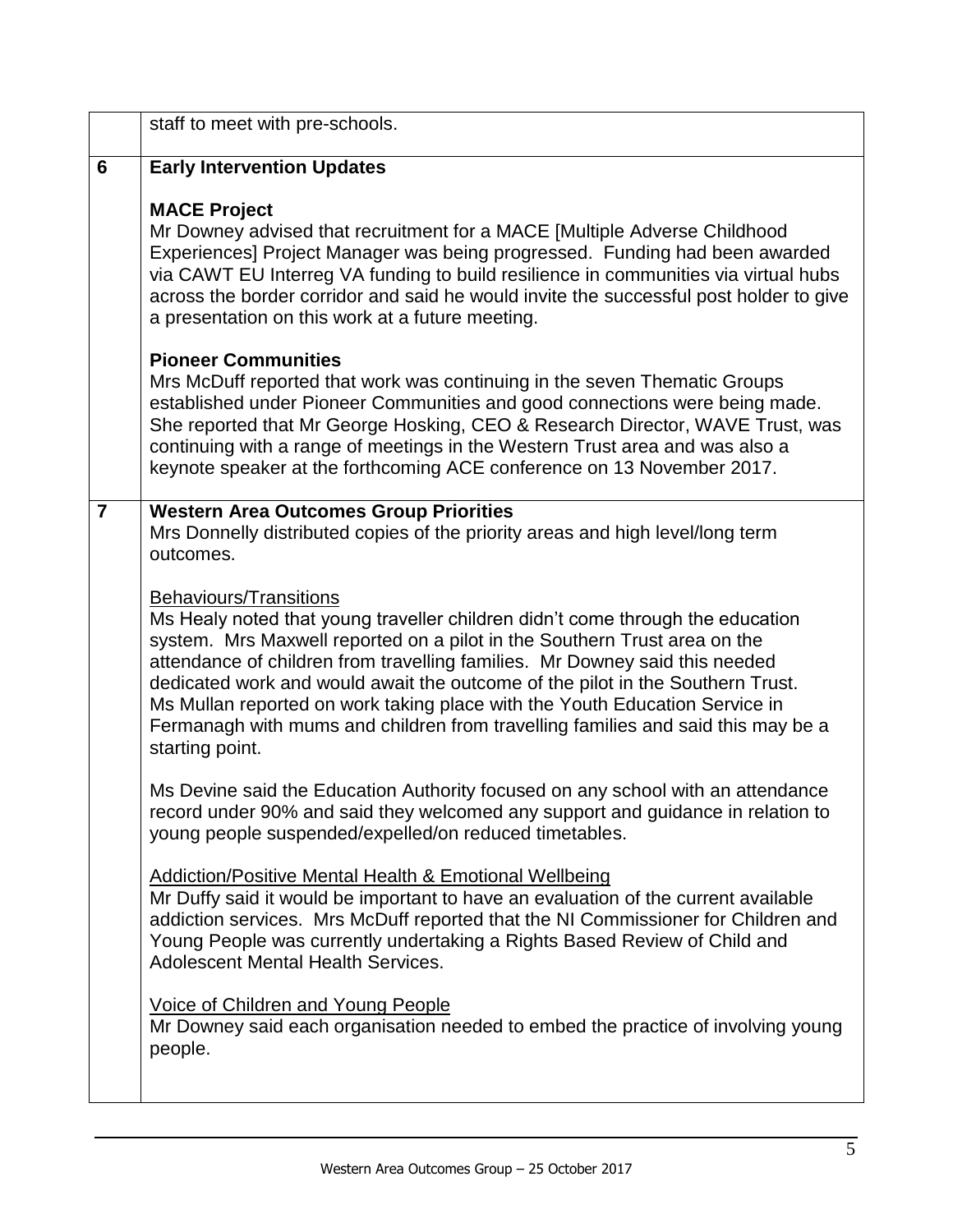| | |
|---|---|
| | staff to meet with pre-schools. |
| **6** | **Early Intervention Updates**<br><br>**MACE Project**<br>Mr Downey advised that recruitment for a MACE [Multiple Adverse Childhood Experiences] Project Manager was being progressed. Funding had been awarded via CAWT EU Interreg VA funding to build resilience in communities via virtual hubs across the border corridor and said he would invite the successful post holder to give a presentation on this work at a future meeting.<br><br>**Pioneer Communities**<br>Mrs McDuff reported that work was continuing in the seven Thematic Groups established under Pioneer Communities and good connections were being made. She reported that Mr George Hosking, CEO & Research Director, WAVE Trust, was continuing with a range of meetings in the Western Trust area and was also a keynote speaker at the forthcoming ACE conference on 13 November 2017. |
| **7** | **Western Area Outcomes Group Priorities**<br>Mrs Donnelly distributed copies of the priority areas and high level/long term outcomes.<br><br><u>Behaviours/Transitions</u><br>Ms Healy noted that young traveller children didn't come through the education system. Mrs Maxwell reported on a pilot in the Southern Trust area on the attendance of children from travelling families. Mr Downey said this needed dedicated work and would await the outcome of the pilot in the Southern Trust. Ms Mullan reported on work taking place with the Youth Education Service in Fermanagh with mums and children from travelling families and said this may be a starting point.<br><br>Ms Devine said the Education Authority focused on any school with an attendance record under 90% and said they welcomed any support and guidance in relation to young people suspended/expelled/on reduced timetables.<br><br><u>Addiction/Positive Mental Health & Emotional Wellbeing</u><br>Mr Duffy said it would be important to have an evaluation of the current available addiction services. Mrs McDuff reported that the NI Commissioner for Children and Young People was currently undertaking a Rights Based Review of Child and Adolescent Mental Health Services.<br><br><u>Voice of Children and Young People</u><br>Mr Downey said each organisation needed to embed the practice of involving young people. |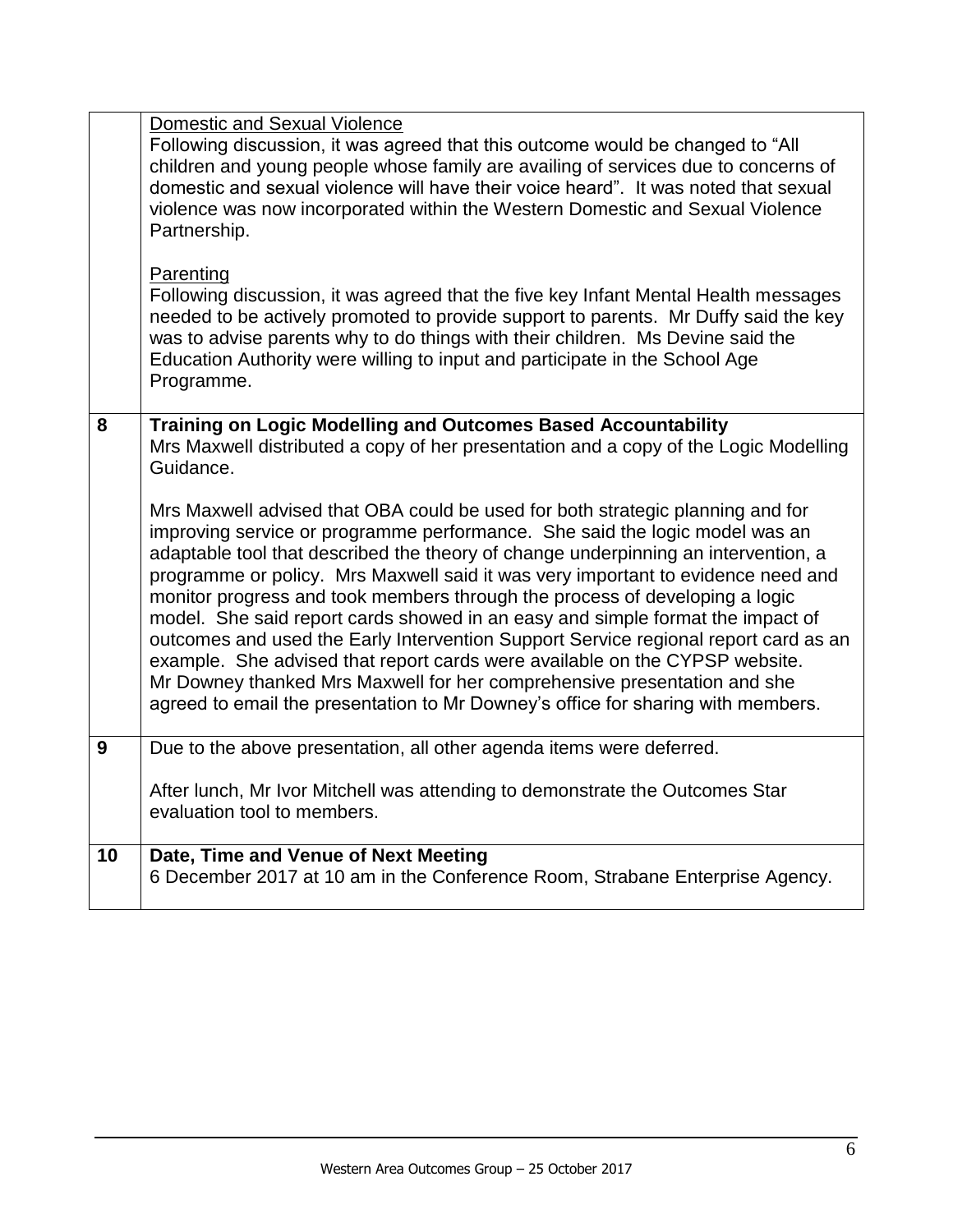| | |
|---|---|
| | <u>Domestic and Sexual Violence</u><br>Following discussion, it was agreed that this outcome would be changed to "All children and young people whose family are availing of services due to concerns of domestic and sexual violence will have their voice heard". It was noted that sexual violence was now incorporated within the Western Domestic and Sexual Violence Partnership.<br><br><u>Parenting</u><br>Following discussion, it was agreed that the five key Infant Mental Health messages needed to be actively promoted to provide support to parents. Mr Duffy said the key was to advise parents why to do things with their children. Ms Devine said the Education Authority were willing to input and participate in the School Age Programme. |
| **8** | **Training on Logic Modelling and Outcomes Based Accountability**<br>Mrs Maxwell distributed a copy of her presentation and a copy of the Logic Modelling Guidance.<br><br>Mrs Maxwell advised that OBA could be used for both strategic planning and for improving service or programme performance. She said the logic model was an adaptable tool that described the theory of change underpinning an intervention, a programme or policy. Mrs Maxwell said it was very important to evidence need and monitor progress and took members through the process of developing a logic model. She said report cards showed in an easy and simple format the impact of outcomes and used the Early Intervention Support Service regional report card as an example. She advised that report cards were available on the CYPSP website. Mr Downey thanked Mrs Maxwell for her comprehensive presentation and she agreed to email the presentation to Mr Downey's office for sharing with members. |
| **9** | Due to the above presentation, all other agenda items were deferred.<br><br>After lunch, Mr Ivor Mitchell was attending to demonstrate the Outcomes Star evaluation tool to members. |
| **10** | **Date, Time and Venue of Next Meeting**<br>6 December 2017 at 10 am in the Conference Room, Strabane Enterprise Agency. |